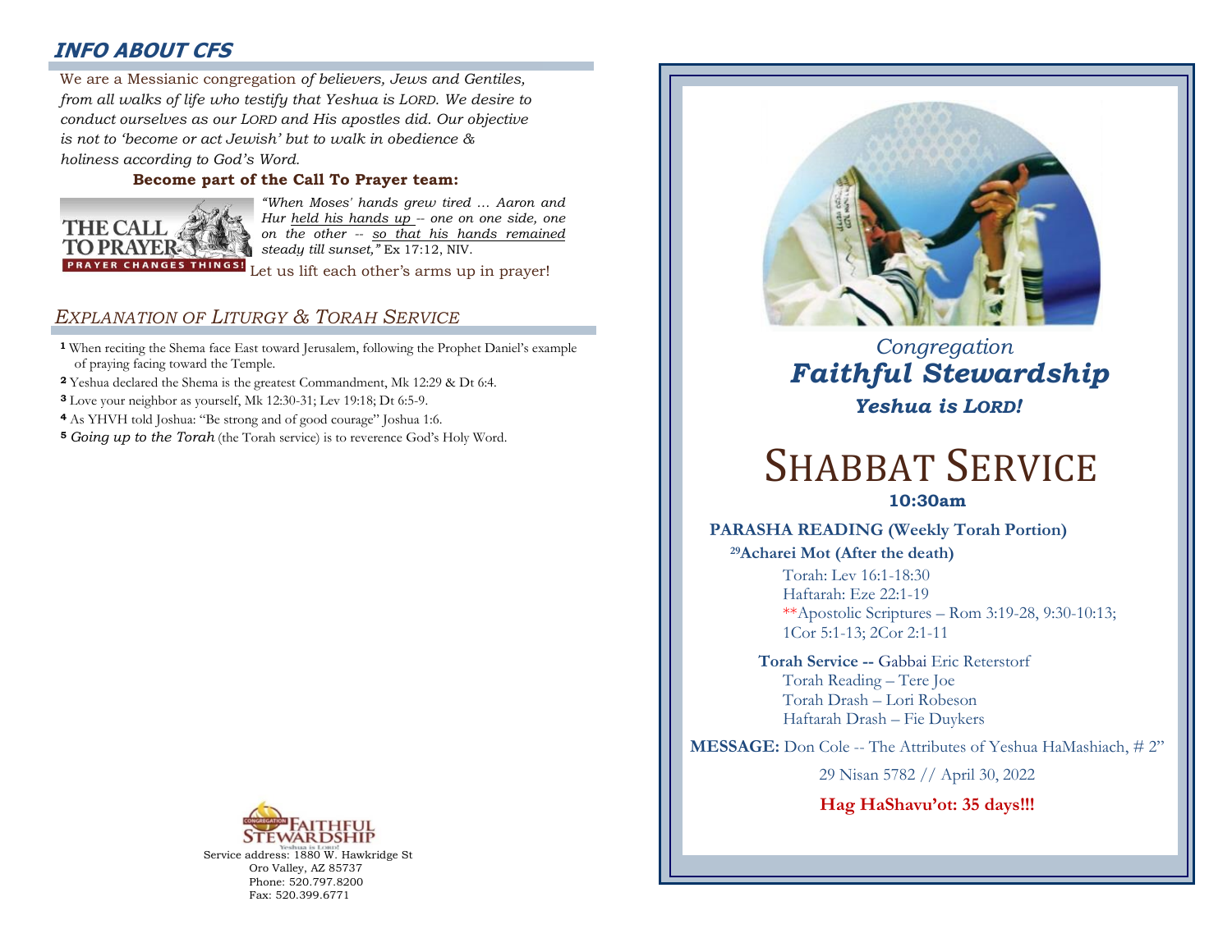## INFO ABOUT CFS

We are a Messianic congregation *of believers, Jews and Gentiles, from all walks of life who testify that Yeshua is LORD. We desire to conduct ourselves as our LORD and His apostles did. Our objective is not to 'become or act Jewish' but to walk in obedience & holiness according to God's Word.*

**Become part of the Call To Prayer team:**

THE CALL TO PRAYER — PRAYER CHANGES THINGS!

*"When Moses' hands grew tired … Aaron and Hur held his hands up -- one on one side, one on the other -- so that his hands remained steady till sunset,"* Ex 17:12, NIV.

Let us lift each other's arms up in prayer!

## *EXPLANATION OF LITURGY & TORAH SERVICE*

**1** When reciting the Shema face East toward Jerusalem, following the Prophet Daniel's example of praying facing toward the Temple.

**2** Yeshua declared the Shema is the greatest Commandment, Mk 12:29 & Dt 6:4.

**3** Love your neighbor as yourself, Mk 12:30-31; Lev 19:18; Dt 6:5-9.

**4** As YHVH told Joshua: "Be strong and of good courage" Joshua 1:6.

**5** *Going up to the Torah* (the Torah service) is to reverence God's Holy Word.

CONGREGATION FAITHFUL STEWARDSHIP
Yeshua is Lord!

Service address: 1880 W. Hawkridge St
Oro Valley, AZ 85737
Phone: 520.797.8200
Fax: 520.399.6771

*Congregation*
# *Faithful Stewardship*
***Yeshua is LORD!***

# SHABBAT SERVICE

**10:30am**

**PARASHA READING (Weekly Torah Portion)**

**[29]Acharei Mot (After the death)**

Torah: Lev 16:1-18:30
Haftarah: Eze 22:1-19
**Apostolic Scriptures – Rom 3:19-28, 9:30-10:13; 1Cor 5:1-13; 2Cor 2:1-11

**Torah Service --** Gabbai Eric Reterstorf
Torah Reading – Tere Joe
Torah Drash – Lori Robeson
Haftarah Drash – Fie Duykers

**MESSAGE:** Don Cole -- The Attributes of Yeshua HaMashiach, # 2"

29 Nisan 5782 // April 30, 2022

**Hag HaShavu'ot: 35 days!!!**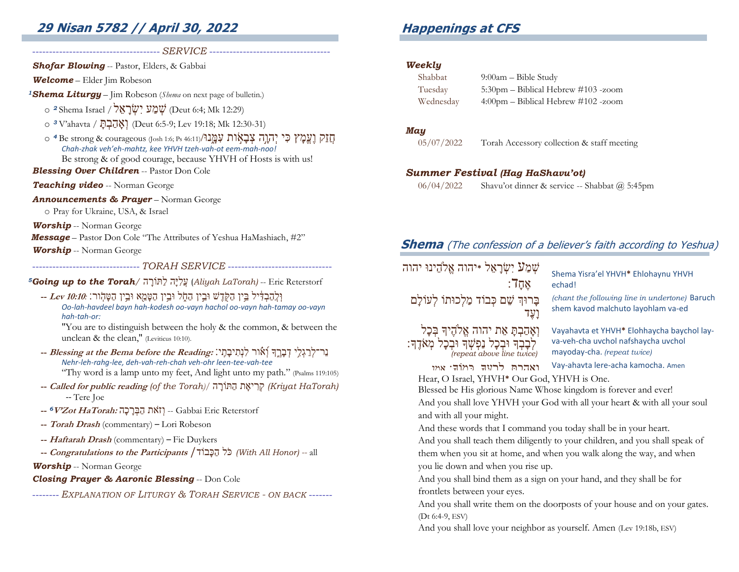# 29 Nisan 5782 // April 30, 2022

------------------------------------ *SERVICE* ------------------------------------

***Shofar Blowing*** -- Pastor, Elders, & Gabbai

***Welcome*** – Elder Jim Robeson

[1]***Shema Liturgy*** – Jim Robeson (*Shema* on next page of bulletin.)

- [2] Shema Israel / שְׁמַע יִשְׂרָאֵל (Deut 6:4; Mk 12:29)
- [3] V'ahavta / וְאָהַבְתָּ (Deut 6:5-9; Lev 19:18; Mk 12:30-31)
- [4] Be strong & courageous (Josh 1:6; Ps 46:11)/חֲזַק וֶאֱמָץ כִּי יְהוָה צְבָאוֹת עִמָּנוּ
  *Chah-zhak veh'eh-mahtz, kee YHVH tzeh-vah-ot eem-mah-noo!*
  Be strong & of good courage, because YHVH of Hosts is with us!

***Blessing Over Children*** -- Pastor Don Cole

***Teaching video*** -- Norman George

***Announcements & Prayer*** – Norman George

- Pray for Ukraine, USA, & Israel

***Worship*** -- Norman George

***Message*** – Pastor Don Cole "The Attributes of Yeshua HaMashiach, #2"

***Worship*** -- Norman George

-------------------------------- *TORAH SERVICE* --------------------------------

[5]***Going up to the Torah/*** עֲלִיָּה לַתּוֹרָה (*Aliyah LaTorah*) -- Eric Reterstorf

-- ***Lev 10:10:*** וּלֲהַבְדִּיל בֵּין הַקֹּדֶשׁ וּבֵין הַחֹל וּבֵין הַטָּמֵא וּבֵין הַטָּהוֹר׃
*Oo-lah-havdeel bayn hah-kodesh oo-vayn hachol oo-vayn hah-tamay oo-vayn hah-tah-or:*
"You are to distinguish between the holy & the common, & between the unclean & the clean," (Leviticus 10:10).

-- ***Blessing at the Bema before the Reading:*** נֵר־לְרַגְלִי דְבָרֶךָ וְאוֹר לִנְתִיבָתִי׃
*Nehr-leh-rahg-lee, deh-vah-reh-chah veh-ohr leen-tee-vah-tee*
"Thy word is a lamp unto my feet, And light unto my path." (Psalms 119:105)

-- ***Called for public reading*** *(of the Torah)/* קְרִיאַת הַתּוֹרָה *(Kriyat HaTorah)*
-- Tere Joe

-- [6]***V'Zot HaTorah:*** וְזֹאת הַבְּרָכָה -- Gabbai Eric Reterstorf

-- ***Torah Drash*** (commentary) – Lori Robeson

-- ***Haftarah Drash*** (commentary) – Fie Duykers

-- ***Congratulations to the Participants*** / כֹּל הַכָּבוֹד *(With All Honor)* -- all

***Worship*** -- Norman George

***Closing Prayer & Aaronic Blessing*** -- Don Cole

-------- *EXPLANATION OF LITURGY & TORAH SERVICE - ON BACK* -------

# Happenings at CFS

***Weekly***

| | |
|---|---|
| Shabbat | 9:00am – Bible Study |
| Tuesday | 5:30pm – Biblical Hebrew #103 -zoom |
| Wednesday | 4:00pm – Biblical Hebrew #102 -zoom |

***May***

| | |
|---|---|
| 05/07/2022 | Torah Accessory collection & staff meeting |

***Summer Festival (Hag HaShavu'ot)***

| | |
|---|---|
| 06/04/2022 | Shavu'ot dinner & service -- Shabbat @ 5:45pm |

## Shema *(The confession of a believer's faith according to Yeshua)*

| | |
|---|---|
| שְׁמַע יִשְׂרָאֵל *יהוה אֱלֹהֵינוּ יהוה אֶחָד׃ | Shema Yisra'el YHVH* Ehlohaynu YHVH echad! |
| בָּרוּךְ שֵׁם כְּבוֹד מַלְכוּתוֹ לְעוֹלָם וָעֶד | *(chant the following line in undertone)* Baruch shem kavod malchuto layohlam va-ed |
| וְאָהַבְתָּ אֵת יהוה אֱלֹהֶיךָ בְּכָל לְבָבְךָ וּבְכָל נַפְשְׁךָ וּבְכָל מְאֹדֶךָ׃ *(repeat above line twice)* | Vayahavta et YHVH* Elohhaycha baychol lay-va-veh-cha uvchol nafshaycha uvchol mayoday-cha. *(repeat twice)* |
| ואהבת לרעך כמוך׃ אמן | Vay-ahavta lere-acha kamocha. Amen |

Hear, O Israel, YHVH* Our God, YHVH is One.
Blessed be His glorious Name Whose kingdom is forever and ever!
And you shall love YHVH your God with all your heart & with all your soul and with all your might.
And these words that I command you today shall be in your heart.
And you shall teach them diligently to your children, and you shall speak of them when you sit at home, and when you walk along the way, and when you lie down and when you rise up.
And you shall bind them as a sign on your hand, and they shall be for frontlets between your eyes.
And you shall write them on the doorposts of your house and on your gates. (Dt 6:4-9, ESV)
And you shall love your neighbor as yourself. Amen (Lev 19:18b, ESV)